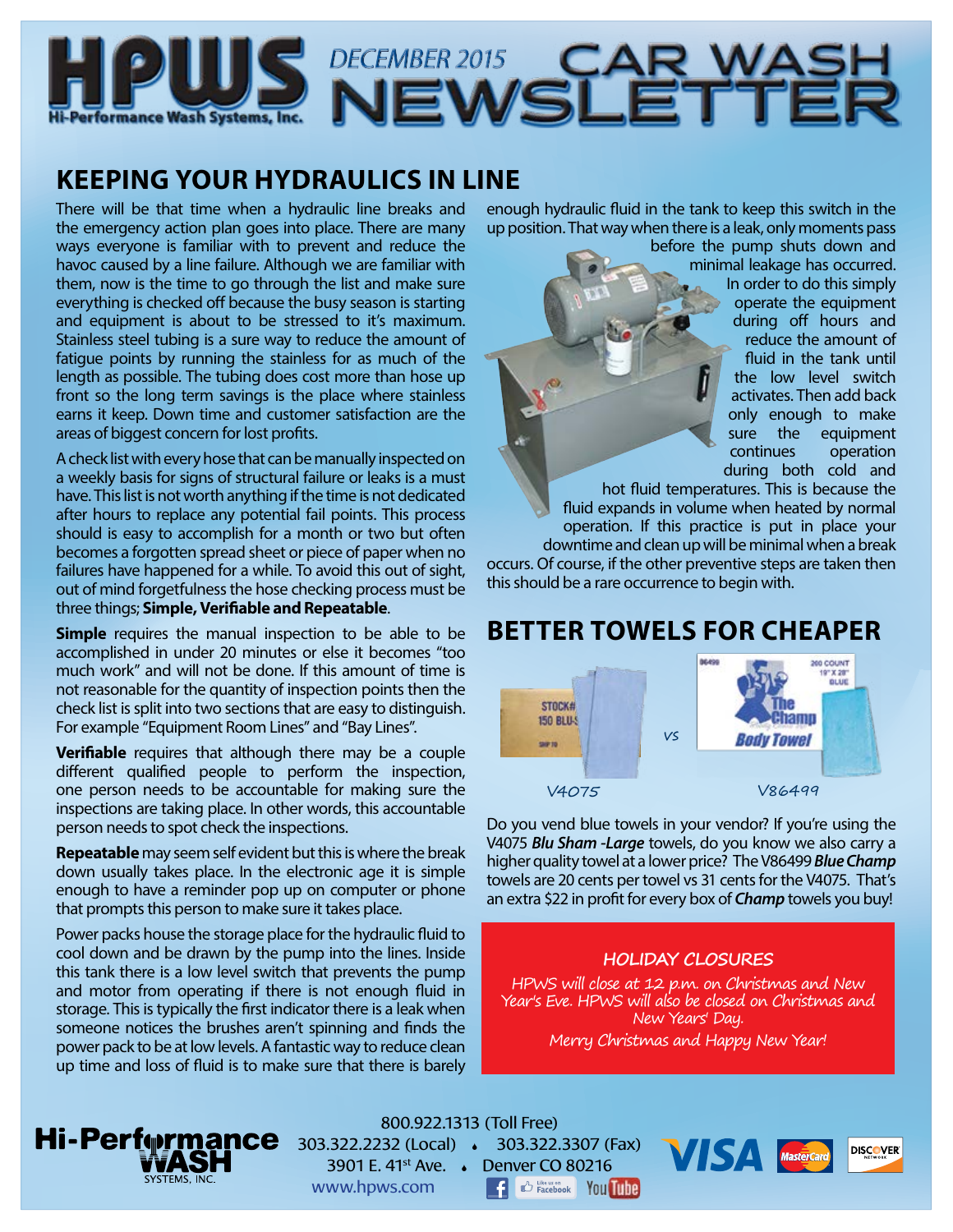# HPWS DECEMBER 2015 CAR WASH NEWSLETTER

Hi-Performance Wash Systems, Inc.

## KEEPING YOUR HYDRAULICS IN LINE

There will be that time when a hydraulic line breaks and the emergency action plan goes into place. There are many ways everyone is familiar with to prevent and reduce the havoc caused by a line failure. Although we are familiar with them, now is the time to go through the list and make sure everything is checked off because the busy season is starting and equipment is about to be stressed to it's maximum. Stainless steel tubing is a sure way to reduce the amount of fatigue points by running the stainless for as much of the length as possible. The tubing does cost more than hose up front so the long term savings is the place where stainless earns it keep. Down time and customer satisfaction are the areas of biggest concern for lost profits.

A check list with every hose that can be manually inspected on a weekly basis for signs of structural failure or leaks is a must have. This list is not worth anything if the time is not dedicated after hours to replace any potential fail points. This process should is easy to accomplish for a month or two but often becomes a forgotten spread sheet or piece of paper when no failures have happened for a while. To avoid this out of sight, out of mind forgetfulness the hose checking process must be three things; **Simple, Verifiable and Repeatable**.

**Simple** requires the manual inspection to be able to be accomplished in under 20 minutes or else it becomes "too much work" and will not be done. If this amount of time is not reasonable for the quantity of inspection points then the check list is split into two sections that are easy to distinguish. For example "Equipment Room Lines" and "Bay Lines".

**Verifiable** requires that although there may be a couple different qualified people to perform the inspection, one person needs to be accountable for making sure the inspections are taking place. In other words, this accountable person needs to spot check the inspections.

**Repeatable** may seem self evident but this is where the break down usually takes place. In the electronic age it is simple enough to have a reminder pop up on computer or phone that prompts this person to make sure it takes place.

Power packs house the storage place for the hydraulic fluid to cool down and be drawn by the pump into the lines. Inside this tank there is a low level switch that prevents the pump and motor from operating if there is not enough fluid in storage. This is typically the first indicator there is a leak when someone notices the brushes aren't spinning and finds the power pack to be at low levels. A fantastic way to reduce clean up time and loss of fluid is to make sure that there is barely enough hydraulic fluid in the tank to keep this switch in the up position. That way when there is a leak, only moments pass before the pump shuts down and minimal leakage has occurred. In order to do this simply operate the equipment during off hours and reduce the amount of fluid in the tank until the low level switch activates. Then add back only enough to make sure the equipment continues operation during both cold and hot fluid temperatures. This is because the fluid expands in volume when heated by normal operation. If this practice is put in place your downtime and clean up will be minimal when a break occurs. Of course, if the other preventive steps are taken then this should be a rare occurrence to begin with.

## BETTER TOWELS FOR CHEAPER

V4075 vs V86499

Do you vend blue towels in your vendor? If you're using the V4075 ***Blu Sham -Large*** towels, do you know we also carry a higher quality towel at a lower price? The V86499 ***Blue Champ*** towels are 20 cents per towel vs 31 cents for the V4075. That's an extra $22 in profit for every box of ***Champ*** towels you buy!

### *HOLIDAY CLOSURES*

*HPWS will close at 12 p.m. on Christmas and New Year's Eve. HPWS will also be closed on Christmas and New Years' Day.*

*Merry Christmas and Happy New Year!*

Hi-Performance WASH SYSTEMS, INC.

800.922.1313 (Toll Free)
303.322.2232 (Local) • 303.322.3307 (Fax)
3901 E. 41st Ave. • Denver CO 80216
www.hpws.com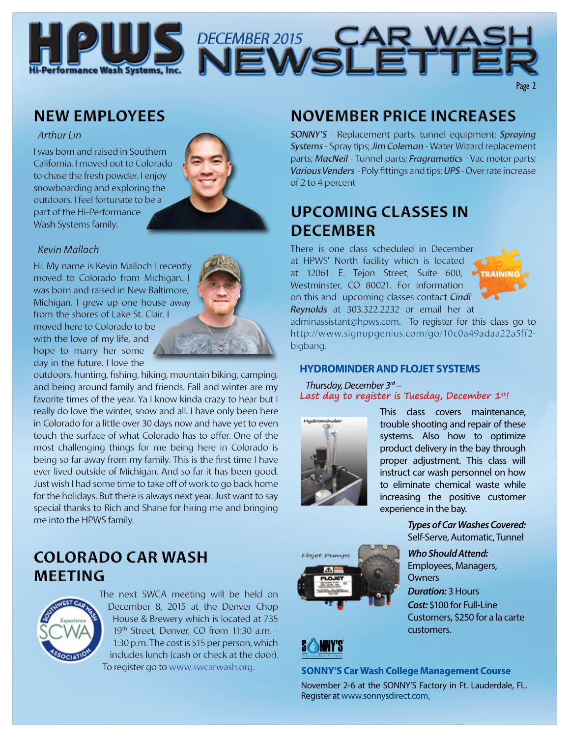# HPWS DECEMBER 2015 CAR WASH NEWSLETTER

Hi-Performance Wash Systems, Inc.

## NEW EMPLOYEES

*Arthur Lin*

I was born and raised in Southern California. I moved out to Colorado to chase the fresh powder. I enjoy snowboarding and exploring the outdoors. I feel fortunate to be a part of the Hi-Performance Wash Systems family.

*Kevin Malloch*

Hi. My name is Kevin Malloch I recently moved to Colorado from Michigan. I was born and raised in New Baltimore, Michigan. I grew up one house away from the shores of Lake St. Clair. I moved here to Colorado to be with the love of my life, and hope to marry her some day in the future. I love the outdoors, hunting, fishing, hiking, mountain biking, camping, and being around family and friends. Fall and winter are my favorite times of the year. Ya I know kinda crazy to hear but I really do love the winter, snow and all. I have only been here in Colorado for a little over 30 days now and have yet to even touch the surface of what Colorado has to offer. One of the most challenging things for me being here in Colorado is being so far away from my family. This is the first time I have ever lived outside of Michigan. And so far it has been good. Just wish I had some time to take off of work to go back home for the holidays. But there is always next year. Just want to say special thanks to Rich and Shane for hiring me and bringing me into the HPWS family.

## COLORADO CAR WASH MEETING

The next SWCA meeting will be held on December 8, 2015 at the Denver Chop House & Brewery which is located at 735 19th Street, Denver, CO from 11:30 a.m. - 1:30 p.m. The cost is $15 per person, which includes lunch (cash or check at the door). To register go to www.swcarwash.org.

## NOVEMBER PRICE INCREASES

***SONNY'S*** - Replacement parts, tunnel equipment; ***Spraying Systems*** - Spray tips; ***Jim Coleman*** - Water Wizard replacement parts; ***MacNeil*** - Tunnel parts; ***Fragramatics*** - Vac motor parts; ***Various Venders*** - Poly fittings and tips; ***UPS*** - Over rate increase of 2 to 4 percent

## UPCOMING CLASSES IN DECEMBER

There is one class scheduled in December at HPWS' North facility which is located at 12061 E. Tejon Street, Suite 600, Westminster, CO 80021. For information on this and upcoming classes contact *Cindi Reynolds* at 303.322.2232 or email her at adminassistant@hpws.com. To register for this class go to http://www.signupgenius.com/go/10c0a49adaa22a5ff2-bigbang.

### HYDROMINDER AND FLOJET SYSTEMS

*Thursday, December 3rd –*

**Last day to register is Tuesday, December 1st!**

This class covers maintenance, trouble shooting and repair of these systems. Also how to optimize product delivery in the bay through proper adjustment. This class will instruct car wash personnel on how to eliminate chemical waste while increasing the positive customer experience in the bay.

***Types of Car Washes Covered:*** Self-Serve, Automatic, Tunnel

***Who Should Attend:*** Employees, Managers, Owners

***Duration:*** 3 Hours

***Cost:*** $100 for Full-Line Customers, $250 for a la carte customers.

### SONNY'S Car Wash College Management Course

November 2-6 at the SONNY'S Factory in Ft. Lauderdale, FL. Register at www.sonnysdirect.com.